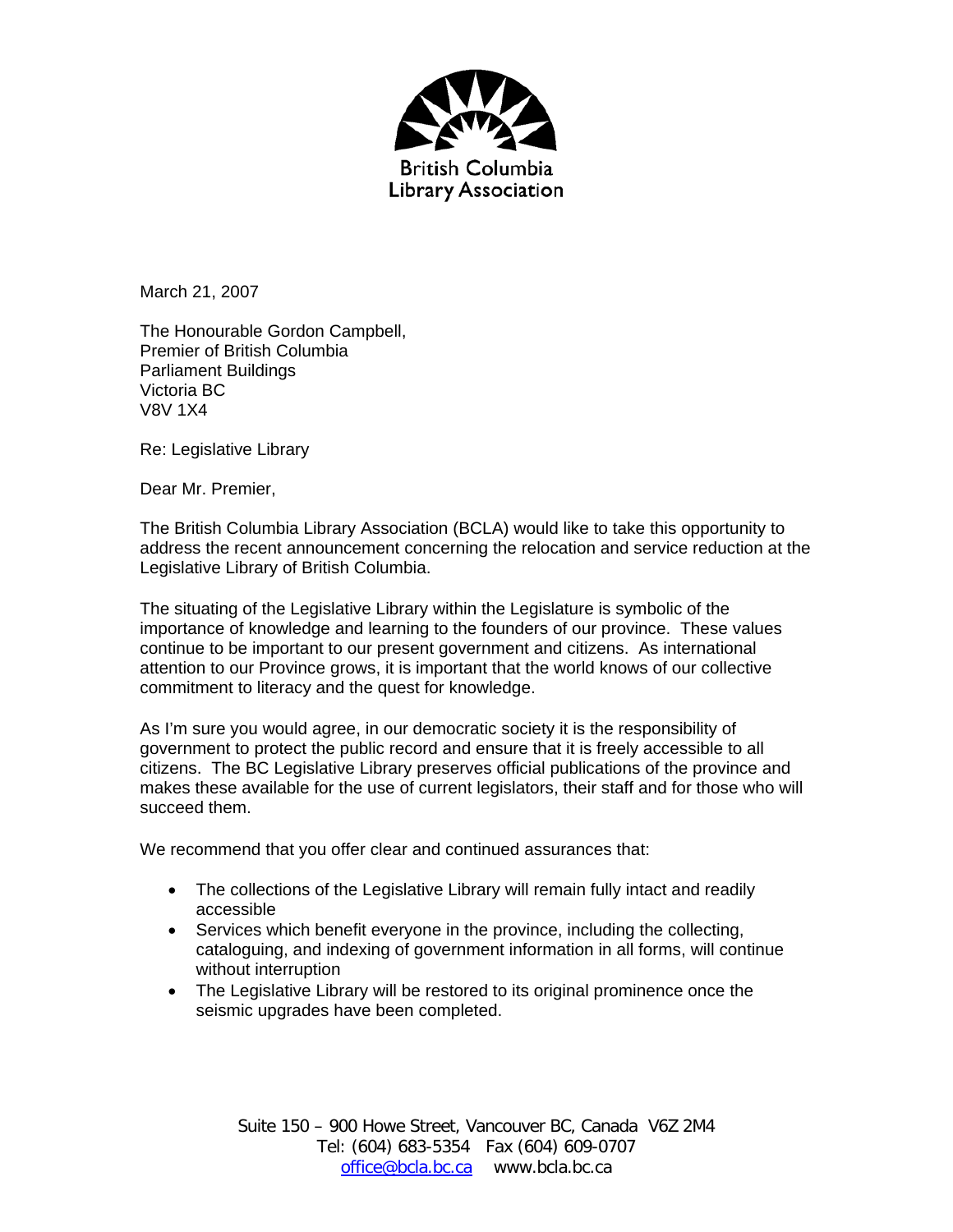British Columbia Library Association

March 21, 2007

The Honourable Gordon Campbell,
Premier of British Columbia
Parliament Buildings
Victoria BC
V8V 1X4

Re: Legislative Library

Dear Mr. Premier,

The British Columbia Library Association (BCLA) would like to take this opportunity to address the recent announcement concerning the relocation and service reduction at the Legislative Library of British Columbia.

The situating of the Legislative Library within the Legislature is symbolic of the importance of knowledge and learning to the founders of our province. These values continue to be important to our present government and citizens. As international attention to our Province grows, it is important that the world knows of our collective commitment to literacy and the quest for knowledge.

As I'm sure you would agree, in our democratic society it is the responsibility of government to protect the public record and ensure that it is freely accessible to all citizens. The BC Legislative Library preserves official publications of the province and makes these available for the use of current legislators, their staff and for those who will succeed them.

We recommend that you offer clear and continued assurances that:

- The collections of the Legislative Library will remain fully intact and readily accessible
- Services which benefit everyone in the province, including the collecting, cataloguing, and indexing of government information in all forms, will continue without interruption
- The Legislative Library will be restored to its original prominence once the seismic upgrades have been completed.

Suite 150 – 900 Howe Street, Vancouver BC, Canada V6Z 2M4
Tel: (604) 683-5354 Fax (604) 609-0707
office@bcla.bc.ca www.bcla.bc.ca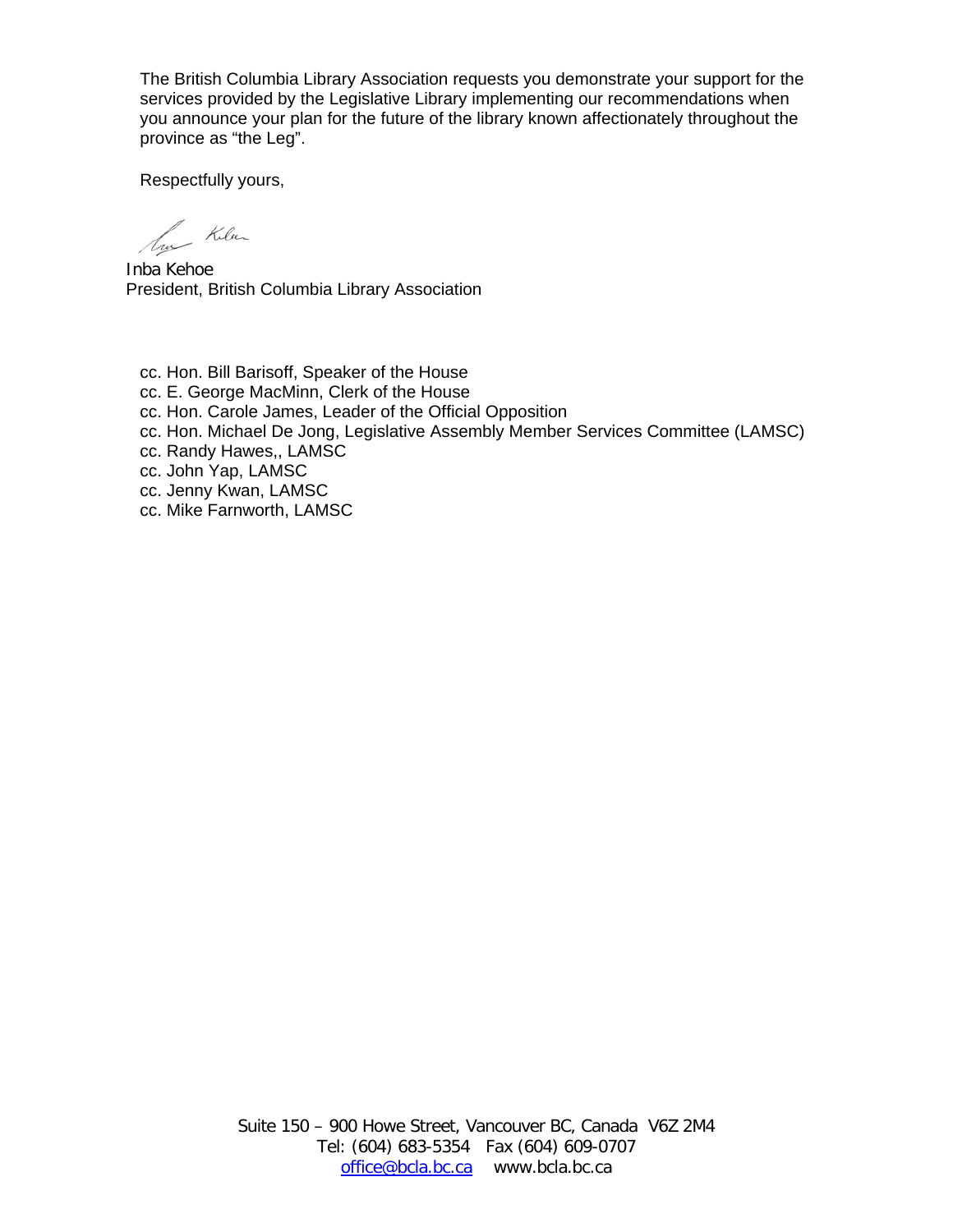The British Columbia Library Association requests you demonstrate your support for the services provided by the Legislative Library implementing our recommendations when you announce your plan for the future of the library known affectionately throughout the province as "the Leg".

Respectfully yours,

Inba Kehoe
President, British Columbia Library Association

cc. Hon. Bill Barisoff, Speaker of the House
cc. E. George MacMinn, Clerk of the House
cc. Hon. Carole James, Leader of the Official Opposition
cc. Hon. Michael De Jong, Legislative Assembly Member Services Committee (LAMSC)
cc. Randy Hawes,, LAMSC
cc. John Yap, LAMSC
cc. Jenny Kwan, LAMSC
cc. Mike Farnworth, LAMSC

Suite 150 – 900 Howe Street, Vancouver BC, Canada V6Z 2M4
Tel: (604) 683-5354 Fax (604) 609-0707
office@bcla.bc.ca www.bcla.bc.ca